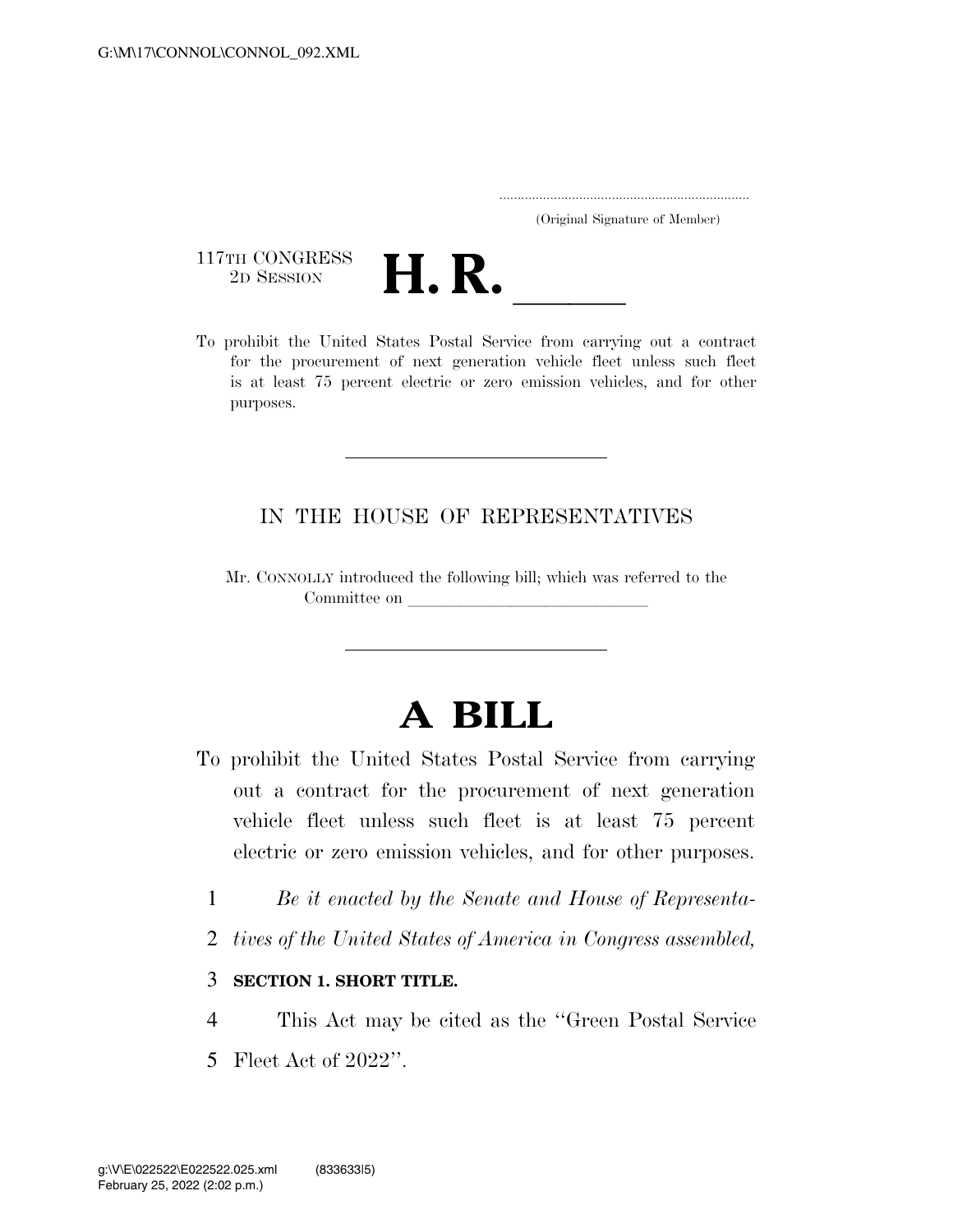(Original Signature of Member)

117TH CONGRESS
2D SESSION

# H. R. \_\_\_\_\_

To prohibit the United States Postal Service from carrying out a contract for the procurement of next generation vehicle fleet unless such fleet is at least 75 percent electric or zero emission vehicles, and for other purposes.

---

IN THE HOUSE OF REPRESENTATIVES

Mr. CONNOLLY introduced the following bill; which was referred to the Committee on \_\_\_\_\_\_\_\_\_\_\_\_\_\_\_\_\_\_\_\_\_\_\_\_\_\_\_\_

---

# A BILL

To prohibit the United States Postal Service from carrying out a contract for the procurement of next generation vehicle fleet unless such fleet is at least 75 percent electric or zero emission vehicles, and for other purposes.

1 *Be it enacted by the Senate and House of Representa-*
2 *tives of the United States of America in Congress assembled,*

3 **SECTION 1. SHORT TITLE.**

4 This Act may be cited as the ''Green Postal Service
5 Fleet Act of 2022''.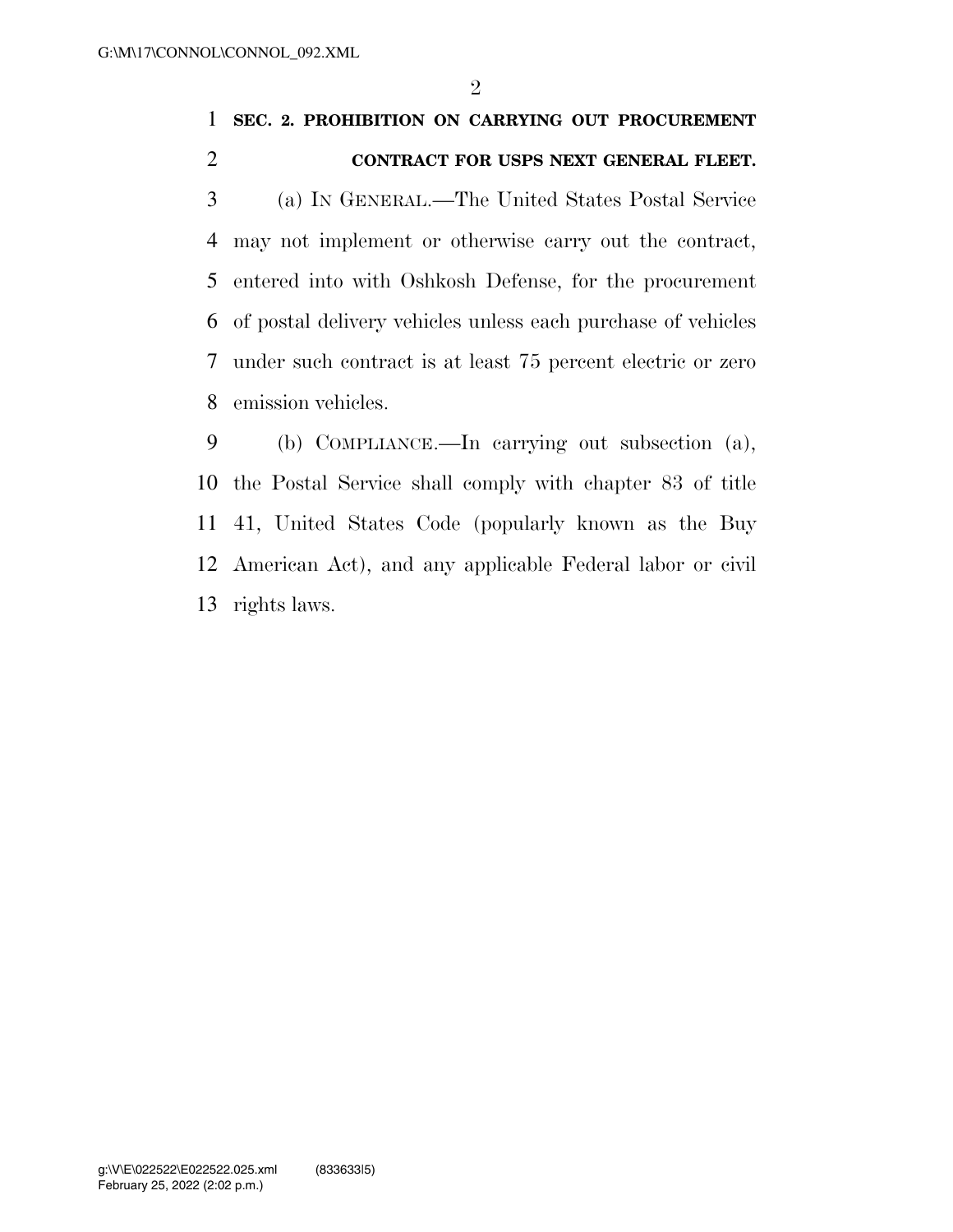**SEC. 2. PROHIBITION ON CARRYING OUT PROCUREMENT CONTRACT FOR USPS NEXT GENERAL FLEET.**

(a) IN GENERAL.—The United States Postal Service may not implement or otherwise carry out the contract, entered into with Oshkosh Defense, for the procurement of postal delivery vehicles unless each purchase of vehicles under such contract is at least 75 percent electric or zero emission vehicles.

(b) COMPLIANCE.—In carrying out subsection (a), the Postal Service shall comply with chapter 83 of title 41, United States Code (popularly known as the Buy American Act), and any applicable Federal labor or civil rights laws.